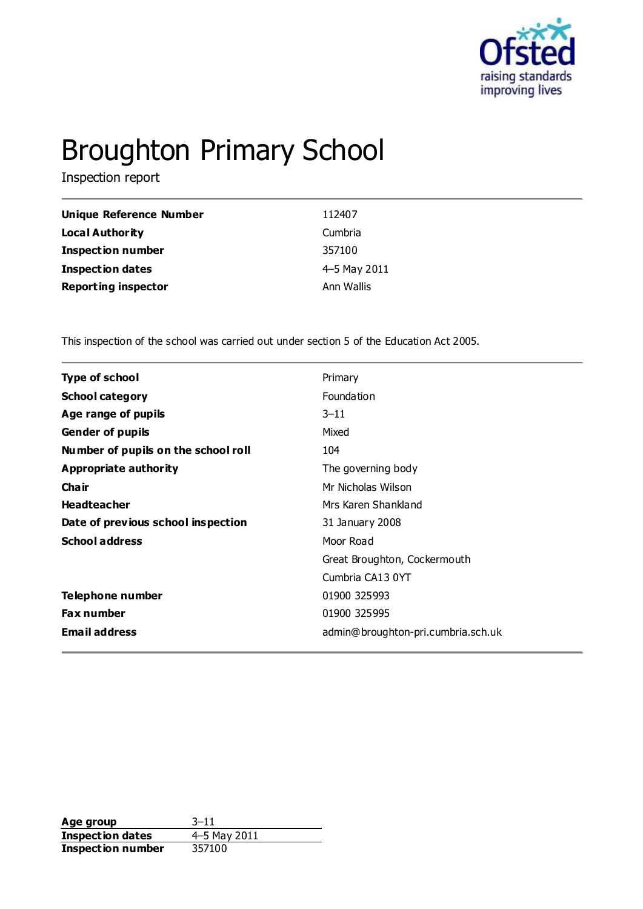# Broughton Primary School

Inspection report

| | |
|---|---|
| **Unique Reference Number** | 112407 |
| **Local Authority** | Cumbria |
| **Inspection number** | 357100 |
| **Inspection dates** | 4–5 May 2011 |
| **Reporting inspector** | Ann Wallis |

This inspection of the school was carried out under section 5 of the Education Act 2005.

| | |
|---|---|
| **Type of school** | Primary |
| **School category** | Foundation |
| **Age range of pupils** | 3–11 |
| **Gender of pupils** | Mixed |
| **Number of pupils on the school roll** | 104 |
| **Appropriate authority** | The governing body |
| **Chair** | Mr Nicholas Wilson |
| **Headteacher** | Mrs Karen Shankland |
| **Date of previous school inspection** | 31 January 2008 |
| **School address** | Moor Road |
| | Great Broughton, Cockermouth |
| | Cumbria CA13 0YT |
| **Telephone number** | 01900 325993 |
| **Fax number** | 01900 325995 |
| **Email address** | admin@broughton-pri.cumbria.sch.uk |

| | |
|---|---|
| **Age group** | 3–11 |
| **Inspection dates** | 4–5 May 2011 |
| **Inspection number** | 357100 |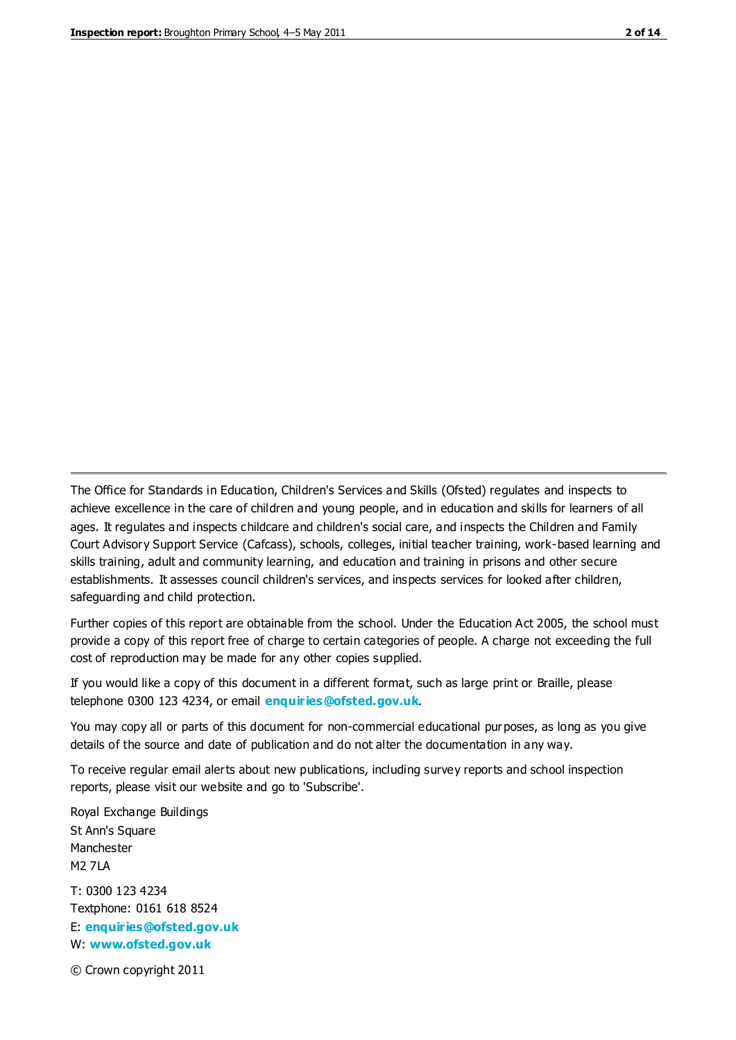The Office for Standards in Education, Children's Services and Skills (Ofsted) regulates and inspects to achieve excellence in the care of children and young people, and in education and skills for learners of all ages. It regulates and inspects childcare and children's social care, and inspects the Children and Family Court Advisory Support Service (Cafcass), schools, colleges, initial teacher training, work-based learning and skills training, adult and community learning, and education and training in prisons and other secure establishments. It assesses council children's services, and inspects services for looked after children, safeguarding and child protection.

Further copies of this report are obtainable from the school. Under the Education Act 2005, the school must provide a copy of this report free of charge to certain categories of people. A charge not exceeding the full cost of reproduction may be made for any other copies supplied.

If you would like a copy of this document in a different format, such as large print or Braille, please telephone 0300 123 4234, or email **enquiries@ofsted.gov.uk**.

You may copy all or parts of this document for non-commercial educational purposes, as long as you give details of the source and date of publication and do not alter the documentation in any way.

To receive regular email alerts about new publications, including survey reports and school inspection reports, please visit our website and go to 'Subscribe'.

Royal Exchange Buildings
St Ann's Square
Manchester
M2 7LA

T: 0300 123 4234
Textphone: 0161 618 8524
E: **enquiries@ofsted.gov.uk**
W: **www.ofsted.gov.uk**

© Crown copyright 2011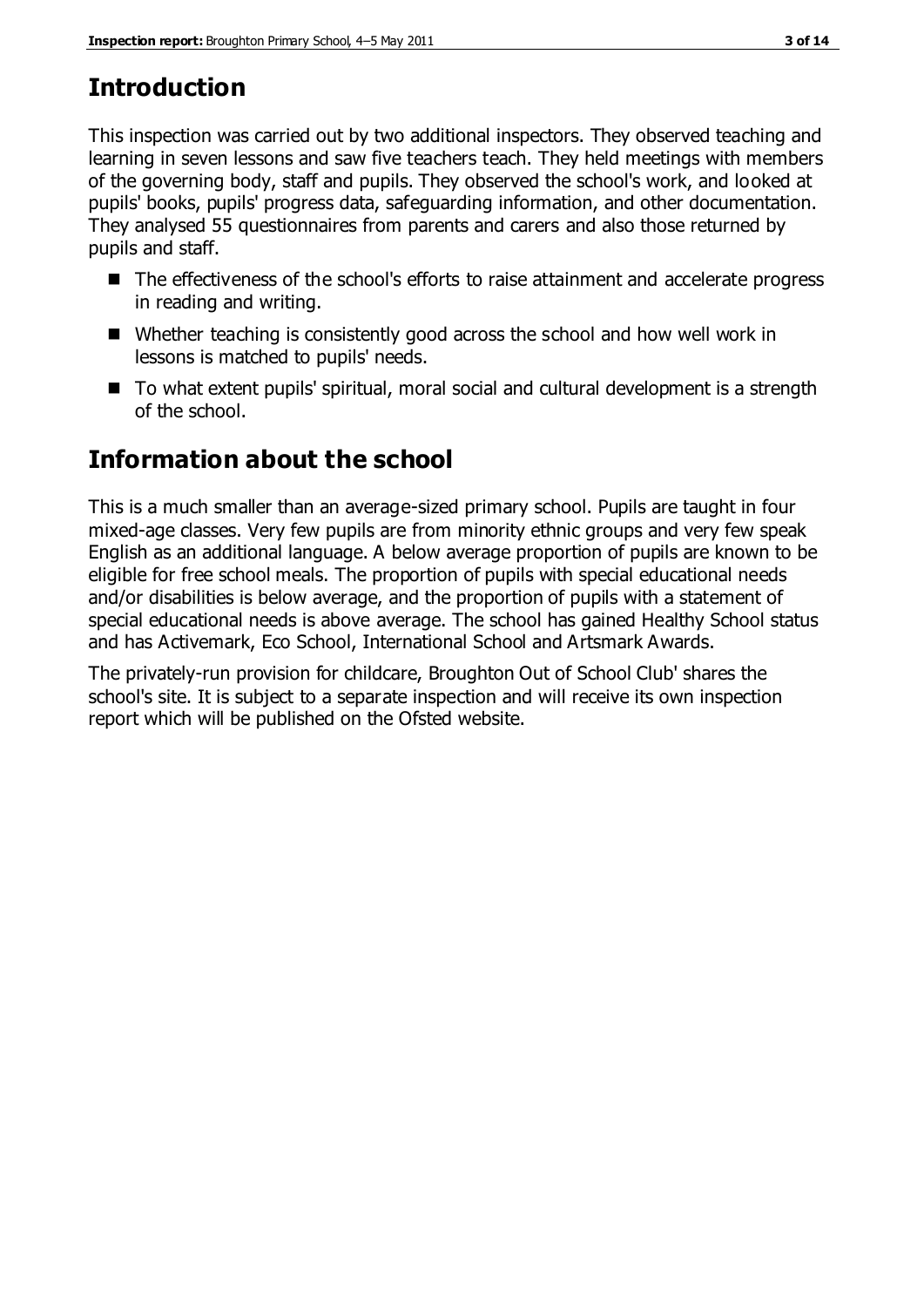## Introduction

This inspection was carried out by two additional inspectors. They observed teaching and learning in seven lessons and saw five teachers teach. They held meetings with members of the governing body, staff and pupils. They observed the school's work, and looked at pupils' books, pupils' progress data, safeguarding information, and other documentation. They analysed 55 questionnaires from parents and carers and also those returned by pupils and staff.

- The effectiveness of the school's efforts to raise attainment and accelerate progress in reading and writing.
- Whether teaching is consistently good across the school and how well work in lessons is matched to pupils' needs.
- To what extent pupils' spiritual, moral social and cultural development is a strength of the school.

## Information about the school

This is a much smaller than an average-sized primary school. Pupils are taught in four mixed-age classes. Very few pupils are from minority ethnic groups and very few speak English as an additional language. A below average proportion of pupils are known to be eligible for free school meals. The proportion of pupils with special educational needs and/or disabilities is below average, and the proportion of pupils with a statement of special educational needs is above average. The school has gained Healthy School status and has Activemark, Eco School, International School and Artsmark Awards.

The privately-run provision for childcare, Broughton Out of School Club' shares the school's site. It is subject to a separate inspection and will receive its own inspection report which will be published on the Ofsted website.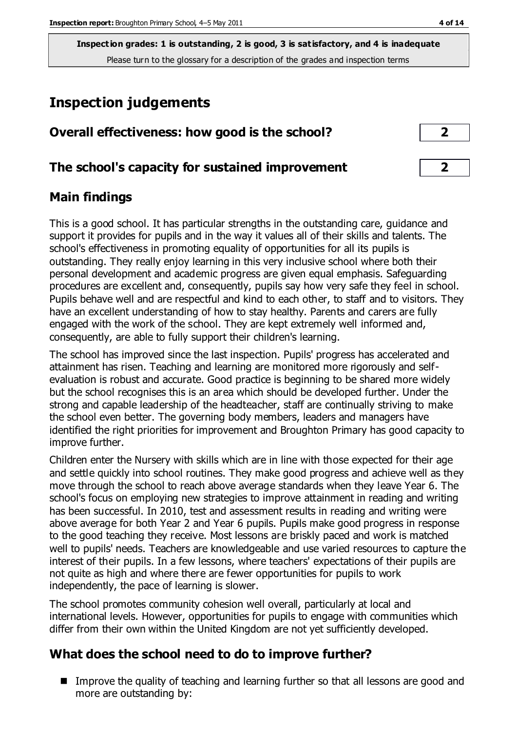**Inspection grades: 1 is outstanding, 2 is good, 3 is satisfactory, and 4 is inadequate**
Please turn to the glossary for a description of the grades and inspection terms

# Inspection judgements

| | |
|---|---|
| **Overall effectiveness: how good is the school?** | **2** |
| **The school's capacity for sustained improvement** | **2** |

## Main findings

This is a good school. It has particular strengths in the outstanding care, guidance and support it provides for pupils and in the way it values all of their skills and talents. The school's effectiveness in promoting equality of opportunities for all its pupils is outstanding. They really enjoy learning in this very inclusive school where both their personal development and academic progress are given equal emphasis. Safeguarding procedures are excellent and, consequently, pupils say how very safe they feel in school. Pupils behave well and are respectful and kind to each other, to staff and to visitors. They have an excellent understanding of how to stay healthy. Parents and carers are fully engaged with the work of the school. They are kept extremely well informed and, consequently, are able to fully support their children's learning.

The school has improved since the last inspection. Pupils' progress has accelerated and attainment has risen. Teaching and learning are monitored more rigorously and self-evaluation is robust and accurate. Good practice is beginning to be shared more widely but the school recognises this is an area which should be developed further. Under the strong and capable leadership of the headteacher, staff are continually striving to make the school even better. The governing body members, leaders and managers have identified the right priorities for improvement and Broughton Primary has good capacity to improve further.

Children enter the Nursery with skills which are in line with those expected for their age and settle quickly into school routines. They make good progress and achieve well as they move through the school to reach above average standards when they leave Year 6. The school's focus on employing new strategies to improve attainment in reading and writing has been successful. In 2010, test and assessment results in reading and writing were above average for both Year 2 and Year 6 pupils. Pupils make good progress in response to the good teaching they receive. Most lessons are briskly paced and work is matched well to pupils' needs. Teachers are knowledgeable and use varied resources to capture the interest of their pupils. In a few lessons, where teachers' expectations of their pupils are not quite as high and where there are fewer opportunities for pupils to work independently, the pace of learning is slower.

The school promotes community cohesion well overall, particularly at local and international levels. However, opportunities for pupils to engage with communities which differ from their own within the United Kingdom are not yet sufficiently developed.

## What does the school need to do to improve further?

- Improve the quality of teaching and learning further so that all lessons are good and more are outstanding by: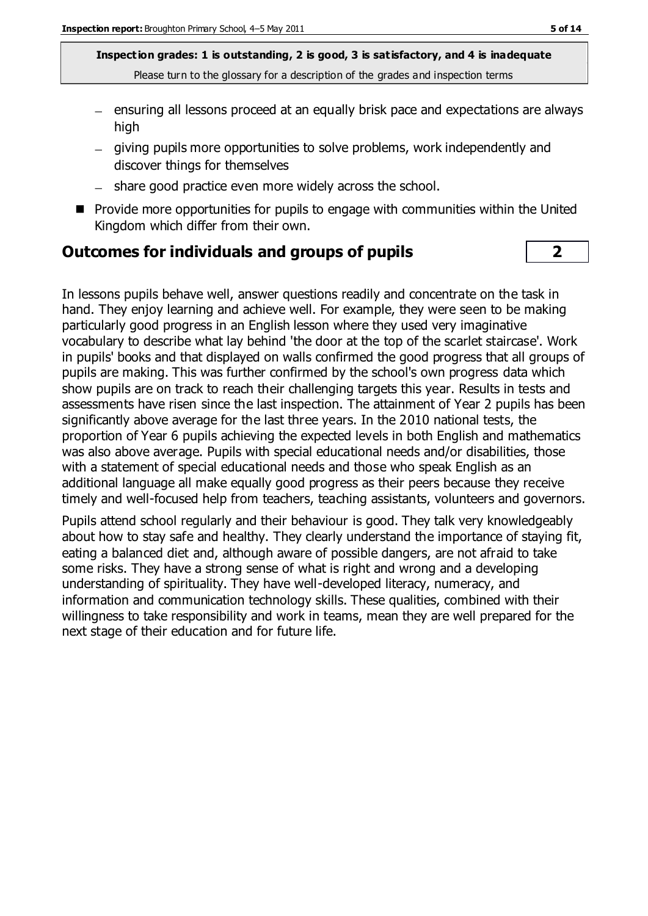- ensuring all lessons proceed at an equally brisk pace and expectations are always high
- giving pupils more opportunities to solve problems, work independently and discover things for themselves
- share good practice even more widely across the school.

- Provide more opportunities for pupils to engage with communities within the United Kingdom which differ from their own.

## Outcomes for individuals and groups of pupils

**2**

In lessons pupils behave well, answer questions readily and concentrate on the task in hand. They enjoy learning and achieve well. For example, they were seen to be making particularly good progress in an English lesson where they used very imaginative vocabulary to describe what lay behind 'the door at the top of the scarlet staircase'. Work in pupils' books and that displayed on walls confirmed the good progress that all groups of pupils are making. This was further confirmed by the school's own progress data which show pupils are on track to reach their challenging targets this year. Results in tests and assessments have risen since the last inspection. The attainment of Year 2 pupils has been significantly above average for the last three years. In the 2010 national tests, the proportion of Year 6 pupils achieving the expected levels in both English and mathematics was also above average. Pupils with special educational needs and/or disabilities, those with a statement of special educational needs and those who speak English as an additional language all make equally good progress as their peers because they receive timely and well-focused help from teachers, teaching assistants, volunteers and governors.

Pupils attend school regularly and their behaviour is good. They talk very knowledgeably about how to stay safe and healthy. They clearly understand the importance of staying fit, eating a balanced diet and, although aware of possible dangers, are not afraid to take some risks. They have a strong sense of what is right and wrong and a developing understanding of spirituality. They have well-developed literacy, numeracy, and information and communication technology skills. These qualities, combined with their willingness to take responsibility and work in teams, mean they are well prepared for the next stage of their education and for future life.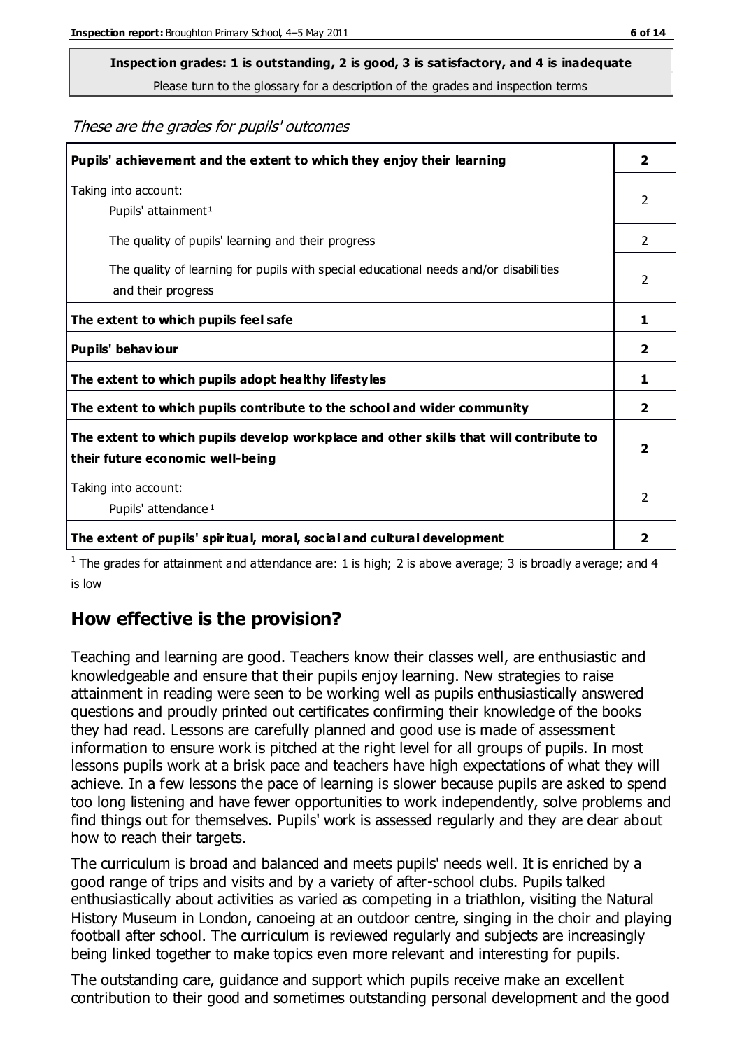**Inspection grades: 1 is outstanding, 2 is good, 3 is satisfactory, and 4 is inadequate**
Please turn to the glossary for a description of the grades and inspection terms

*These are the grades for pupils' outcomes*

| | |
|---|---|
| **Pupils' achievement and the extent to which they enjoy their learning** | **2** |
| Taking into account: Pupils' attainment[1] | 2 |
| The quality of pupils' learning and their progress | 2 |
| The quality of learning for pupils with special educational needs and/or disabilities and their progress | 2 |
| **The extent to which pupils feel safe** | **1** |
| **Pupils' behaviour** | **2** |
| **The extent to which pupils adopt healthy lifestyles** | **1** |
| **The extent to which pupils contribute to the school and wider community** | **2** |
| **The extent to which pupils develop workplace and other skills that will contribute to their future economic well-being** | **2** |
| Taking into account: Pupils' attendance[1] | 2 |
| **The extent of pupils' spiritual, moral, social and cultural development** | **2** |

[1] The grades for attainment and attendance are: 1 is high; 2 is above average; 3 is broadly average; and 4 is low

## How effective is the provision?

Teaching and learning are good. Teachers know their classes well, are enthusiastic and knowledgeable and ensure that their pupils enjoy learning. New strategies to raise attainment in reading were seen to be working well as pupils enthusiastically answered questions and proudly printed out certificates confirming their knowledge of the books they had read. Lessons are carefully planned and good use is made of assessment information to ensure work is pitched at the right level for all groups of pupils. In most lessons pupils work at a brisk pace and teachers have high expectations of what they will achieve. In a few lessons the pace of learning is slower because pupils are asked to spend too long listening and have fewer opportunities to work independently, solve problems and find things out for themselves. Pupils' work is assessed regularly and they are clear about how to reach their targets.

The curriculum is broad and balanced and meets pupils' needs well. It is enriched by a good range of trips and visits and by a variety of after-school clubs. Pupils talked enthusiastically about activities as varied as competing in a triathlon, visiting the Natural History Museum in London, canoeing at an outdoor centre, singing in the choir and playing football after school. The curriculum is reviewed regularly and subjects are increasingly being linked together to make topics even more relevant and interesting for pupils.

The outstanding care, guidance and support which pupils receive make an excellent contribution to their good and sometimes outstanding personal development and the good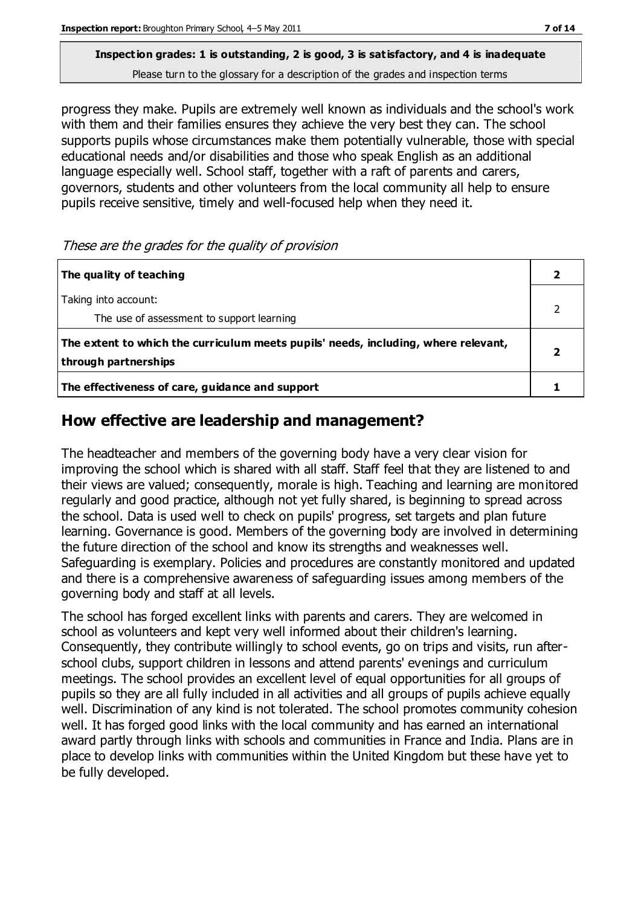**Inspection grades: 1 is outstanding, 2 is good, 3 is satisfactory, and 4 is inadequate**
Please turn to the glossary for a description of the grades and inspection terms

progress they make. Pupils are extremely well known as individuals and the school's work with them and their families ensures they achieve the very best they can. The school supports pupils whose circumstances make them potentially vulnerable, those with special educational needs and/or disabilities and those who speak English as an additional language especially well. School staff, together with a raft of parents and carers, governors, students and other volunteers from the local community all help to ensure pupils receive sensitive, timely and well-focused help when they need it.

*These are the grades for the quality of provision*

| | |
|---|---|
| **The quality of teaching** | **2** |
| Taking into account:<br>The use of assessment to support learning | 2 |
| **The extent to which the curriculum meets pupils' needs, including, where relevant, through partnerships** | **2** |
| **The effectiveness of care, guidance and support** | **1** |

## How effective are leadership and management?

The headteacher and members of the governing body have a very clear vision for improving the school which is shared with all staff. Staff feel that they are listened to and their views are valued; consequently, morale is high. Teaching and learning are monitored regularly and good practice, although not yet fully shared, is beginning to spread across the school. Data is used well to check on pupils' progress, set targets and plan future learning. Governance is good. Members of the governing body are involved in determining the future direction of the school and know its strengths and weaknesses well. Safeguarding is exemplary. Policies and procedures are constantly monitored and updated and there is a comprehensive awareness of safeguarding issues among members of the governing body and staff at all levels.

The school has forged excellent links with parents and carers. They are welcomed in school as volunteers and kept very well informed about their children's learning. Consequently, they contribute willingly to school events, go on trips and visits, run after-school clubs, support children in lessons and attend parents' evenings and curriculum meetings. The school provides an excellent level of equal opportunities for all groups of pupils so they are all fully included in all activities and all groups of pupils achieve equally well. Discrimination of any kind is not tolerated. The school promotes community cohesion well. It has forged good links with the local community and has earned an international award partly through links with schools and communities in France and India. Plans are in place to develop links with communities within the United Kingdom but these have yet to be fully developed.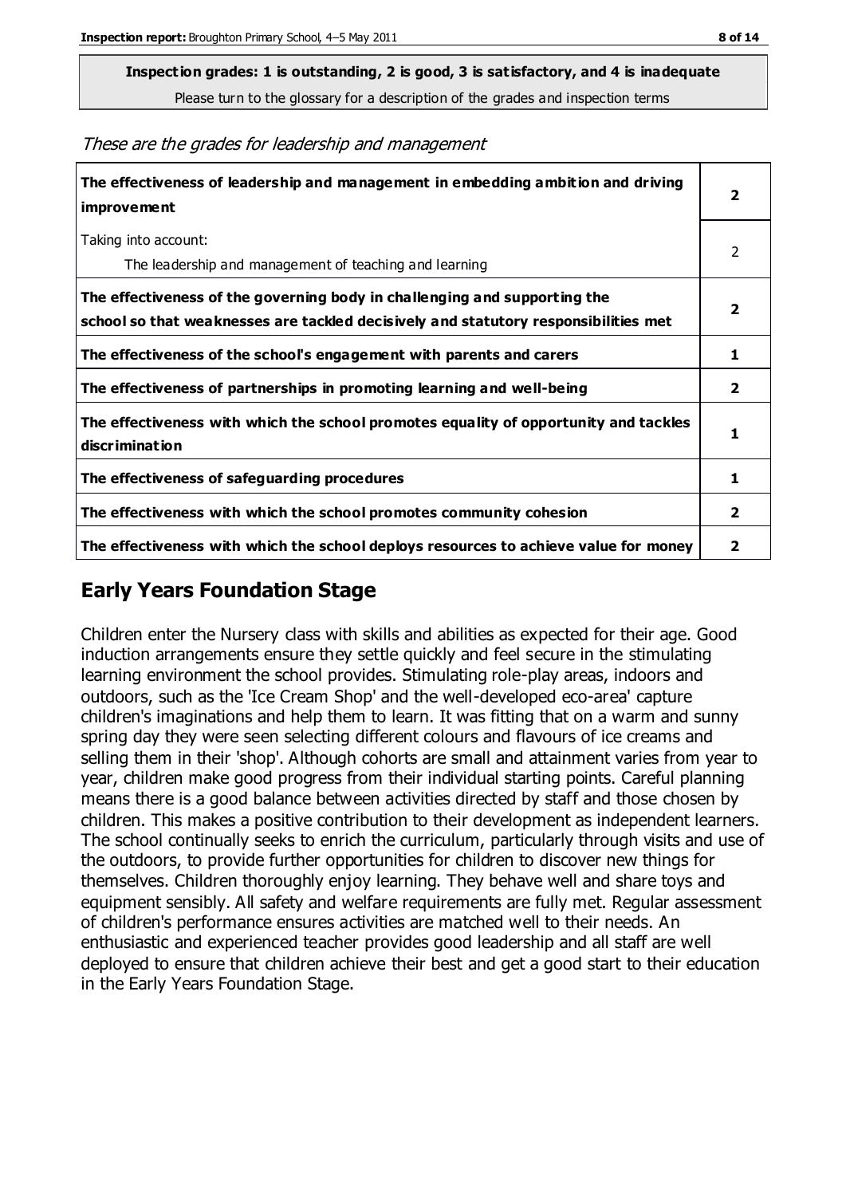**Inspection grades: 1 is outstanding, 2 is good, 3 is satisfactory, and 4 is inadequate**
Please turn to the glossary for a description of the grades and inspection terms

*These are the grades for leadership and management*

| | |
|---|---|
| **The effectiveness of leadership and management in embedding ambition and driving improvement** | **2** |
| Taking into account: The leadership and management of teaching and learning | 2 |
| **The effectiveness of the governing body in challenging and supporting the school so that weaknesses are tackled decisively and statutory responsibilities met** | **2** |
| **The effectiveness of the school's engagement with parents and carers** | **1** |
| **The effectiveness of partnerships in promoting learning and well-being** | **2** |
| **The effectiveness with which the school promotes equality of opportunity and tackles discrimination** | **1** |
| **The effectiveness of safeguarding procedures** | **1** |
| **The effectiveness with which the school promotes community cohesion** | **2** |
| **The effectiveness with which the school deploys resources to achieve value for money** | **2** |

## Early Years Foundation Stage

Children enter the Nursery class with skills and abilities as expected for their age. Good induction arrangements ensure they settle quickly and feel secure in the stimulating learning environment the school provides. Stimulating role-play areas, indoors and outdoors, such as the 'Ice Cream Shop' and the well-developed eco-area' capture children's imaginations and help them to learn. It was fitting that on a warm and sunny spring day they were seen selecting different colours and flavours of ice creams and selling them in their 'shop'. Although cohorts are small and attainment varies from year to year, children make good progress from their individual starting points. Careful planning means there is a good balance between activities directed by staff and those chosen by children. This makes a positive contribution to their development as independent learners. The school continually seeks to enrich the curriculum, particularly through visits and use of the outdoors, to provide further opportunities for children to discover new things for themselves. Children thoroughly enjoy learning. They behave well and share toys and equipment sensibly. All safety and welfare requirements are fully met. Regular assessment of children's performance ensures activities are matched well to their needs. An enthusiastic and experienced teacher provides good leadership and all staff are well deployed to ensure that children achieve their best and get a good start to their education in the Early Years Foundation Stage.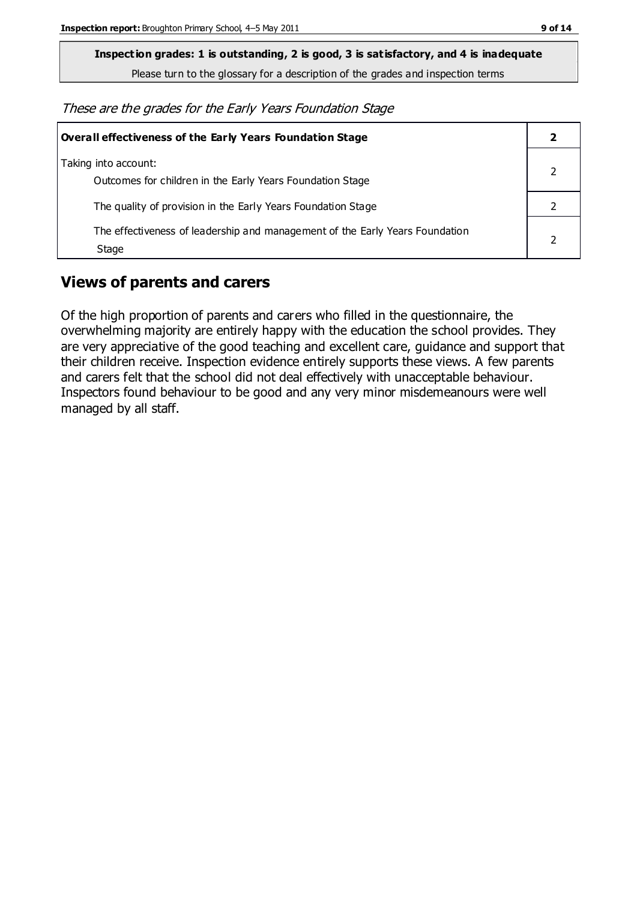**Inspection grades: 1 is outstanding, 2 is good, 3 is satisfactory, and 4 is inadequate**

Please turn to the glossary for a description of the grades and inspection terms

*These are the grades for the Early Years Foundation Stage*

| **Overall effectiveness of the Early Years Foundation Stage** | **2** |
|---|---|
| Taking into account:<br>Outcomes for children in the Early Years Foundation Stage | 2 |
| The quality of provision in the Early Years Foundation Stage | 2 |
| The effectiveness of leadership and management of the Early Years Foundation Stage | 2 |

## Views of parents and carers

Of the high proportion of parents and carers who filled in the questionnaire, the overwhelming majority are entirely happy with the education the school provides. They are very appreciative of the good teaching and excellent care, guidance and support that their children receive. Inspection evidence entirely supports these views. A few parents and carers felt that the school did not deal effectively with unacceptable behaviour. Inspectors found behaviour to be good and any very minor misdemeanours were well managed by all staff.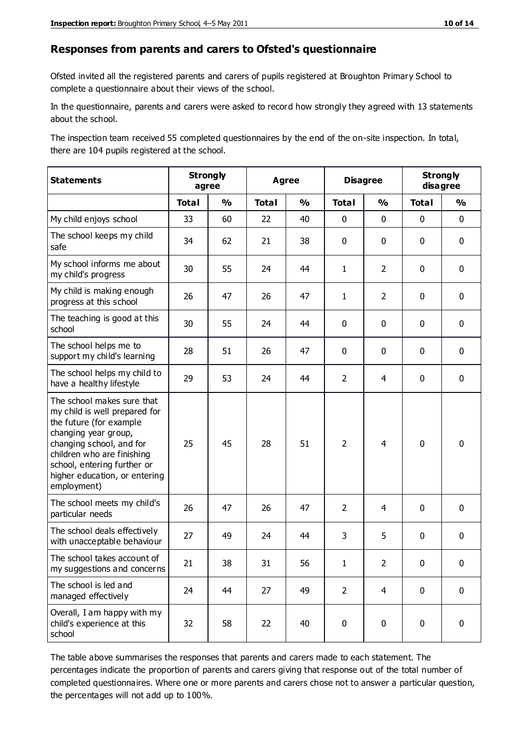## Responses from parents and carers to Ofsted's questionnaire

Ofsted invited all the registered parents and carers of pupils registered at Broughton Primary School to complete a questionnaire about their views of the school.

In the questionnaire, parents and carers were asked to record how strongly they agreed with 13 statements about the school.

The inspection team received 55 completed questionnaires by the end of the on-site inspection. In total, there are 104 pupils registered at the school.

| Statements | Strongly agree | | Agree | | Disagree | | Strongly disagree | |
|---|---|---|---|---|---|---|---|---|
| | Total | % | Total | % | Total | % | Total | % |
| My child enjoys school | 33 | 60 | 22 | 40 | 0 | 0 | 0 | 0 |
| The school keeps my child safe | 34 | 62 | 21 | 38 | 0 | 0 | 0 | 0 |
| My school informs me about my child's progress | 30 | 55 | 24 | 44 | 1 | 2 | 0 | 0 |
| My child is making enough progress at this school | 26 | 47 | 26 | 47 | 1 | 2 | 0 | 0 |
| The teaching is good at this school | 30 | 55 | 24 | 44 | 0 | 0 | 0 | 0 |
| The school helps me to support my child's learning | 28 | 51 | 26 | 47 | 0 | 0 | 0 | 0 |
| The school helps my child to have a healthy lifestyle | 29 | 53 | 24 | 44 | 2 | 4 | 0 | 0 |
| The school makes sure that my child is well prepared for the future (for example changing year group, changing school, and for children who are finishing school, entering further or higher education, or entering employment) | 25 | 45 | 28 | 51 | 2 | 4 | 0 | 0 |
| The school meets my child's particular needs | 26 | 47 | 26 | 47 | 2 | 4 | 0 | 0 |
| The school deals effectively with unacceptable behaviour | 27 | 49 | 24 | 44 | 3 | 5 | 0 | 0 |
| The school takes account of my suggestions and concerns | 21 | 38 | 31 | 56 | 1 | 2 | 0 | 0 |
| The school is led and managed effectively | 24 | 44 | 27 | 49 | 2 | 4 | 0 | 0 |
| Overall, I am happy with my child's experience at this school | 32 | 58 | 22 | 40 | 0 | 0 | 0 | 0 |

The table above summarises the responses that parents and carers made to each statement. The percentages indicate the proportion of parents and carers giving that response out of the total number of completed questionnaires. Where one or more parents and carers chose not to answer a particular question, the percentages will not add up to 100%.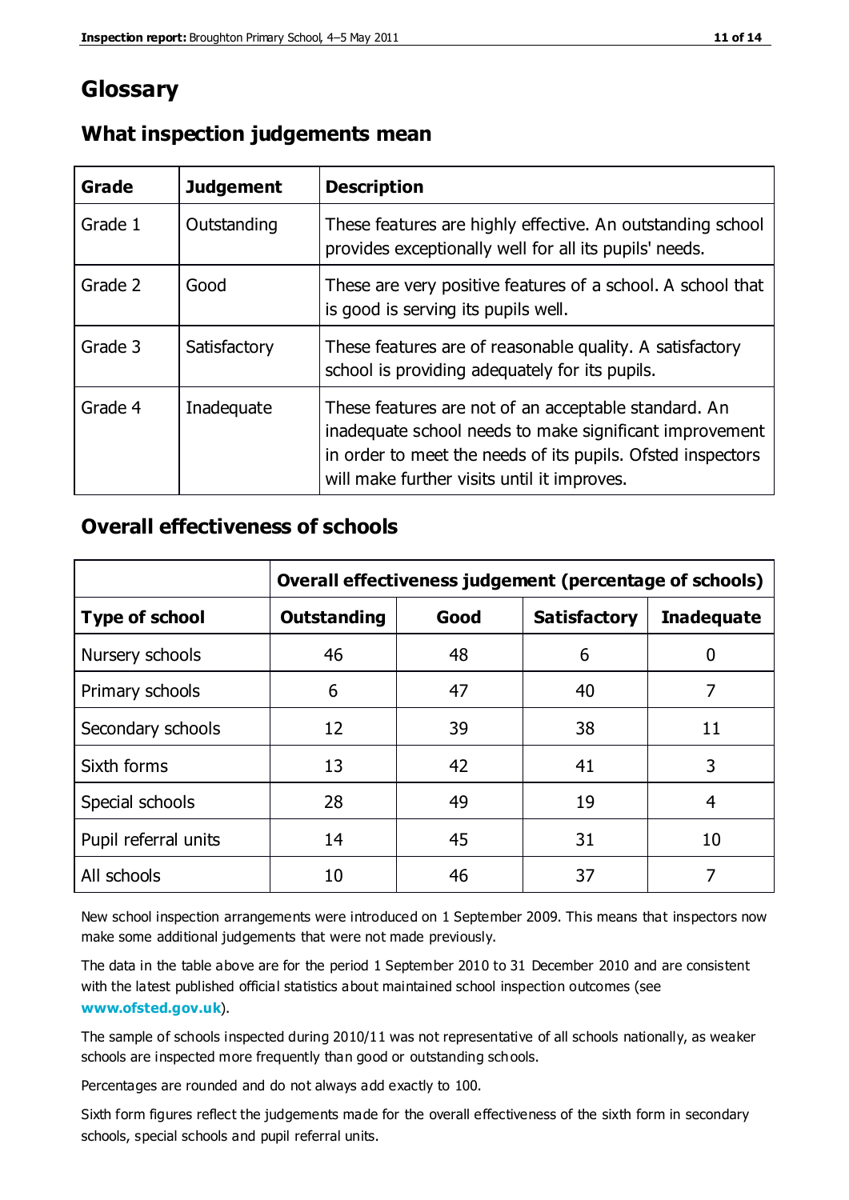# Glossary

## What inspection judgements mean

| Grade | Judgement | Description |
|---|---|---|
| Grade 1 | Outstanding | These features are highly effective. An outstanding school provides exceptionally well for all its pupils' needs. |
| Grade 2 | Good | These are very positive features of a school. A school that is good is serving its pupils well. |
| Grade 3 | Satisfactory | These features are of reasonable quality. A satisfactory school is providing adequately for its pupils. |
| Grade 4 | Inadequate | These features are not of an acceptable standard. An inadequate school needs to make significant improvement in order to meet the needs of its pupils. Ofsted inspectors will make further visits until it improves. |

## Overall effectiveness of schools

| | Overall effectiveness judgement (percentage of schools) | | | |
|---|---|---|---|---|
| **Type of school** | **Outstanding** | **Good** | **Satisfactory** | **Inadequate** |
| Nursery schools | 46 | 48 | 6 | 0 |
| Primary schools | 6 | 47 | 40 | 7 |
| Secondary schools | 12 | 39 | 38 | 11 |
| Sixth forms | 13 | 42 | 41 | 3 |
| Special schools | 28 | 49 | 19 | 4 |
| Pupil referral units | 14 | 45 | 31 | 10 |
| All schools | 10 | 46 | 37 | 7 |

New school inspection arrangements were introduced on 1 September 2009. This means that inspectors now make some additional judgements that were not made previously.

The data in the table above are for the period 1 September 2010 to 31 December 2010 and are consistent with the latest published official statistics about maintained school inspection outcomes (see **www.ofsted.gov.uk**).

The sample of schools inspected during 2010/11 was not representative of all schools nationally, as weaker schools are inspected more frequently than good or outstanding schools.

Percentages are rounded and do not always add exactly to 100.

Sixth form figures reflect the judgements made for the overall effectiveness of the sixth form in secondary schools, special schools and pupil referral units.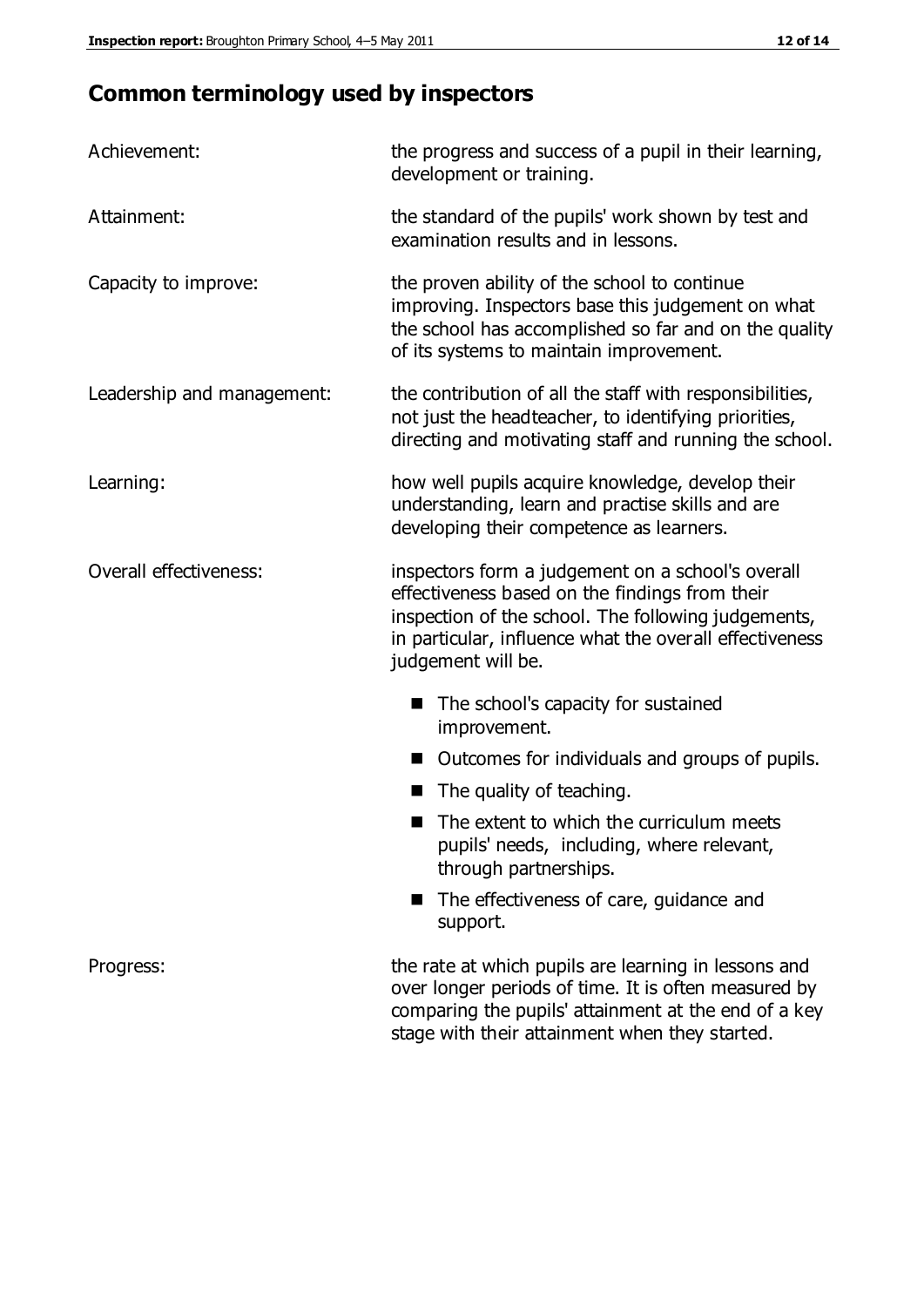## Common terminology used by inspectors

| | |
|---|---|
| Achievement: | the progress and success of a pupil in their learning, development or training. |
| Attainment: | the standard of the pupils' work shown by test and examination results and in lessons. |
| Capacity to improve: | the proven ability of the school to continue improving. Inspectors base this judgement on what the school has accomplished so far and on the quality of its systems to maintain improvement. |
| Leadership and management: | the contribution of all the staff with responsibilities, not just the headteacher, to identifying priorities, directing and motivating staff and running the school. |
| Learning: | how well pupils acquire knowledge, develop their understanding, learn and practise skills and are developing their competence as learners. |
| Overall effectiveness: | inspectors form a judgement on a school's overall effectiveness based on the findings from their inspection of the school. The following judgements, in particular, influence what the overall effectiveness judgement will be. |

- The school's capacity for sustained improvement.
- Outcomes for individuals and groups of pupils.
- The quality of teaching.
- The extent to which the curriculum meets pupils' needs, including, where relevant, through partnerships.
- The effectiveness of care, guidance and support.

| | |
|---|---|
| Progress: | the rate at which pupils are learning in lessons and over longer periods of time. It is often measured by comparing the pupils' attainment at the end of a key stage with their attainment when they started. |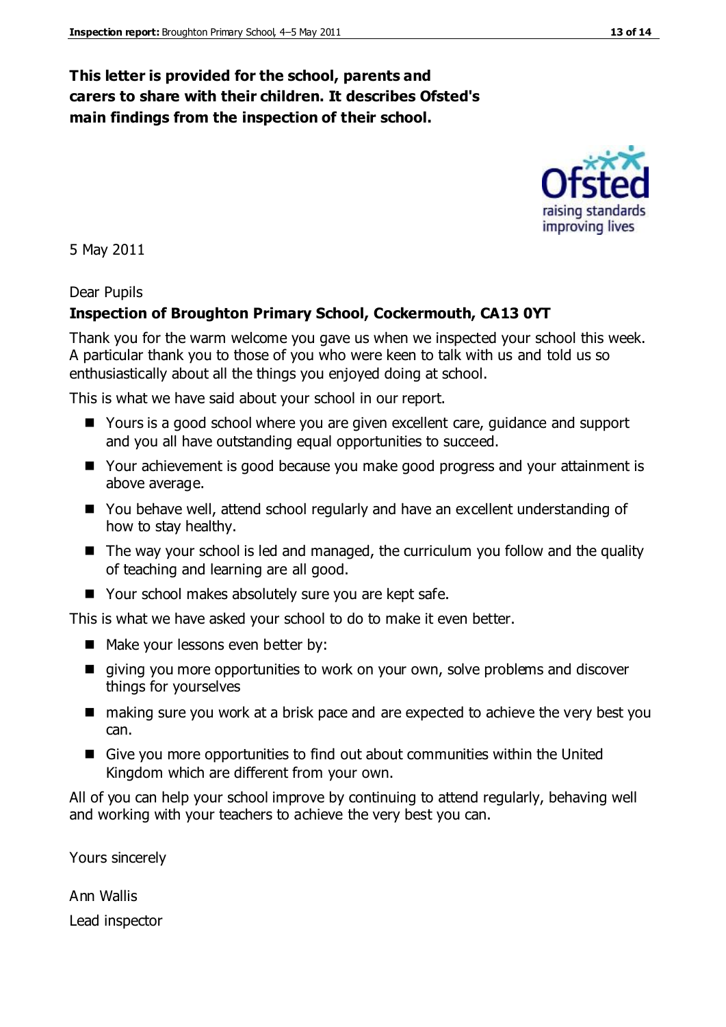**This letter is provided for the school, parents and carers to share with their children. It describes Ofsted's main findings from the inspection of their school.**

5 May 2011

Dear Pupils

**Inspection of Broughton Primary School, Cockermouth, CA13 0YT**

Thank you for the warm welcome you gave us when we inspected your school this week. A particular thank you to those of you who were keen to talk with us and told us so enthusiastically about all the things you enjoyed doing at school.

This is what we have said about your school in our report.

- Yours is a good school where you are given excellent care, guidance and support and you all have outstanding equal opportunities to succeed.
- Your achievement is good because you make good progress and your attainment is above average.
- You behave well, attend school regularly and have an excellent understanding of how to stay healthy.
- The way your school is led and managed, the curriculum you follow and the quality of teaching and learning are all good.
- Your school makes absolutely sure you are kept safe.

This is what we have asked your school to do to make it even better.

- Make your lessons even better by:
- giving you more opportunities to work on your own, solve problems and discover things for yourselves
- making sure you work at a brisk pace and are expected to achieve the very best you can.
- Give you more opportunities to find out about communities within the United Kingdom which are different from your own.

All of you can help your school improve by continuing to attend regularly, behaving well and working with your teachers to achieve the very best you can.

Yours sincerely

Ann Wallis

Lead inspector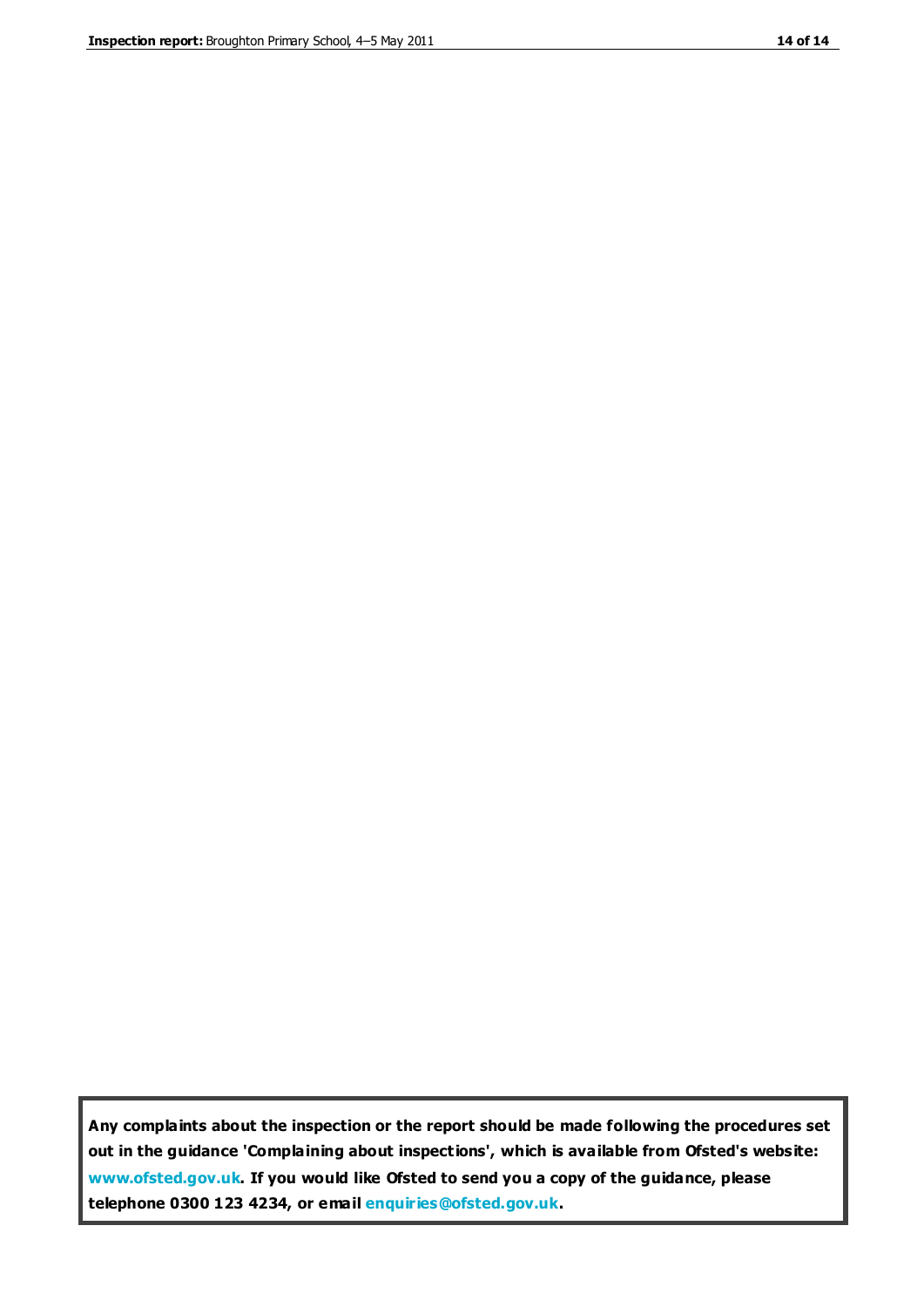**Any complaints about the inspection or the report should be made following the procedures set out in the guidance 'Complaining about inspections', which is available from Ofsted's website: www.ofsted.gov.uk. If you would like Ofsted to send you a copy of the guidance, please telephone 0300 123 4234, or email enquiries@ofsted.gov.uk.**